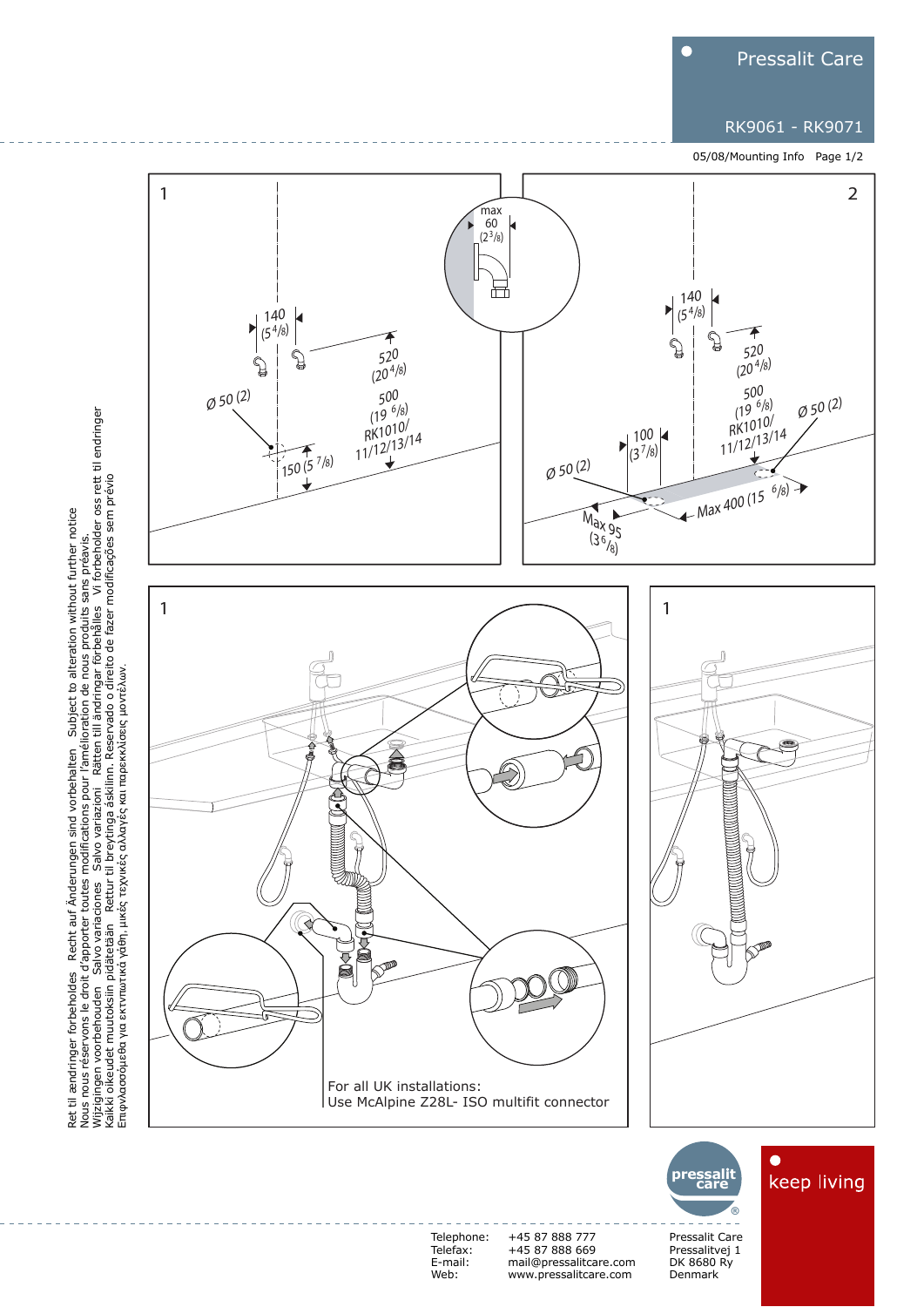# Pressalit Care

RK9061 - RK9071

05/08/Mounting Info Page 1/2

1

max 60 (2 3/8)

140 (5 4/8)

520 (20 4/8)

Ø 50 (2)

500 (19 6/8) RK1010/ 11/12/13/14

150 (5 7/8)

2

140 (5 4/8)

520 (20 4/8)

500 (19 6/8) RK1010/ 11/12/13/14

Ø 50 (2)

100 (3 7/8)

Ø 50 (2)

Max 95 (3 6/8)

Max 400 (15 6/8)

1

For all UK installations:
Use McAlpine Z28L- ISO multifit connector

1

Ret til ændringer forbeholdes   Recht auf Änderungen sind vorbehalten   Subject to alteration without further notice
Nous nous réservons le droit d'apporter toutes modifications pour l'amélioration de nous produits sans préavis
Wijzigingen voorbehouden   Salvo variaciones   Salvo variazioni   Rätten till ändringar förbehålles   Vi forbeholder oss rett til endringer
Kaikki oikeudet muutoksiin pidätetään   Rettur til breytinga áskilinn. Reservado o direito de fazer modificações sem prévio
Επιφυλασσόμεθα για εκτυπωτικά λάθη, μικές τεχνικές αλλαγές και παρεκκλίσεις μοντέλων.

pressalit care

keep living

Telephone: +45 87 888 777
Telefax: +45 87 888 669
E-mail: mail@pressalitcare.com
Web: www.pressalitcare.com

Pressalit Care
Pressalitvej 1
DK 8680 Ry
Denmark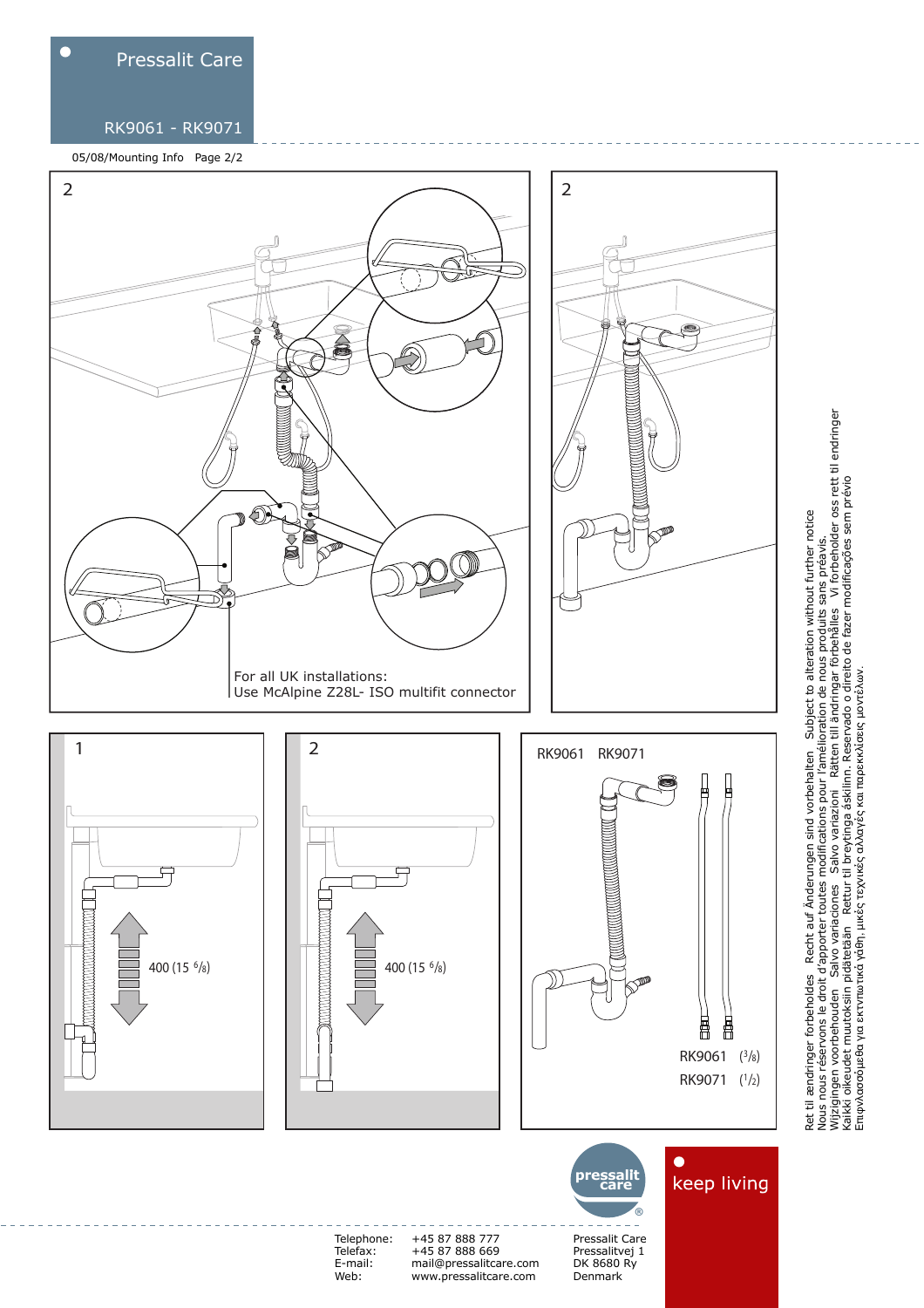# Pressalit Care

RK9061 - RK9071

05/08/Mounting Info Page 2/2

2

For all UK installations:
Use McAlpine Z28L- ISO multifit connector

2

1

400 (15 $^{6}/_{8}$)

2

400 (15 $^{6}/_{8}$)

RK9061 RK9071

RK9061 ($^{3}/_{8}$)

RK9071 ($^{1}/_{2}$)

Ret til ændringer forbeholdes Recht auf Änderungen sind vorbehalten Subject to alteration without further notice
Nous nous réservons le droit d'apporter toutes modifications pour l'amélioration de nous produits sans préavis.
Wijzigingen voorbehouden Salvo variaciones Salvo variazioni Rätten till ändringar förbehålles Vi forbeholder oss rett til endringer
Kaikki oikeudet muutoksiin pidätetään Rettur til breytinga áskilinn. Reservado o direito de fazer modificações sem prévio
Επιφυλασσόμεθα για εκτυπωτικά λάθη, μικές τεχνικές αλλαγές και παρεκκλίσεις μοντέλων.

pressalit care

keep living

| | | |
|---|---|---|
| Telephone: | +45 87 888 777 | Pressalit Care |
| Telefax: | +45 87 888 669 | Pressalitvej 1 |
| E-mail: | mail@pressalitcare.com | DK 8680 Ry |
| Web: | www.pressalitcare.com | Denmark |